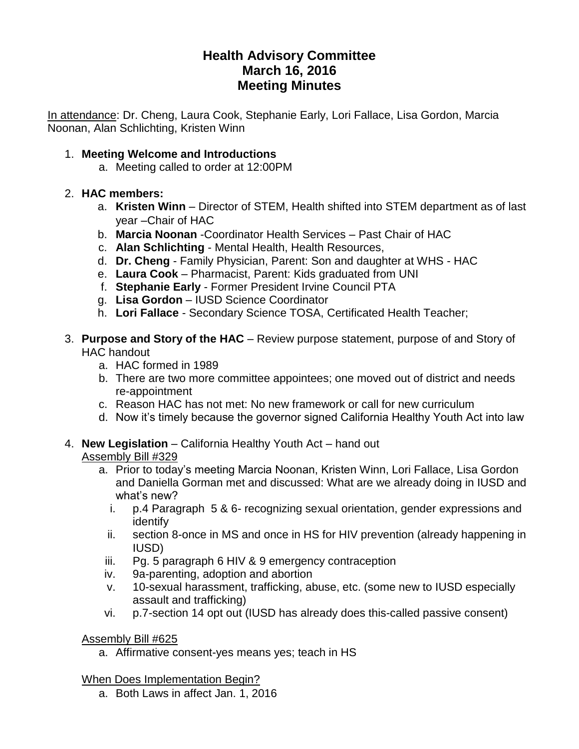# Health Advisory Committee
# March 16, 2016
# Meeting Minutes

<u>In attendance</u>: Dr. Cheng, Laura Cook, Stephanie Early, Lori Fallace, Lisa Gordon, Marcia Noonan, Alan Schlichting, Kristen Winn

1. **Meeting Welcome and Introductions**
   a. Meeting called to order at 12:00PM

2. **HAC members:**
   a. **Kristen Winn** – Director of STEM, Health shifted into STEM department as of last year –Chair of HAC
   b. **Marcia Noonan** -Coordinator Health Services – Past Chair of HAC
   c. **Alan Schlichting** - Mental Health, Health Resources,
   d. **Dr. Cheng** - Family Physician, Parent: Son and daughter at WHS - HAC
   e. **Laura Cook** – Pharmacist, Parent: Kids graduated from UNI
   f. **Stephanie Early** - Former President Irvine Council PTA
   g. **Lisa Gordon** – IUSD Science Coordinator
   h. **Lori Fallace** - Secondary Science TOSA, Certificated Health Teacher;

3. **Purpose and Story of the HAC** – Review purpose statement, purpose of and Story of HAC handout
   a. HAC formed in 1989
   b. There are two more committee appointees; one moved out of district and needs re-appointment
   c. Reason HAC has not met: No new framework or call for new curriculum
   d. Now it's timely because the governor signed California Healthy Youth Act into law

4. **New Legislation** – California Healthy Youth Act – hand out

   <u>Assembly Bill #329</u>

   a. Prior to today's meeting Marcia Noonan, Kristen Winn, Lori Fallace, Lisa Gordon and Daniella Gorman met and discussed: What are we already doing in IUSD and what's new?
      i. p.4 Paragraph 5 & 6- recognizing sexual orientation, gender expressions and identify
      ii. section 8-once in MS and once in HS for HIV prevention (already happening in IUSD)
      iii. Pg. 5 paragraph 6 HIV & 9 emergency contraception
      iv. 9a-parenting, adoption and abortion
      v. 10-sexual harassment, trafficking, abuse, etc. (some new to IUSD especially assault and trafficking)
      vi. p.7-section 14 opt out (IUSD has already does this-called passive consent)

   <u>Assembly Bill #625</u>

   a. Affirmative consent-yes means yes; teach in HS

   <u>When Does Implementation Begin?</u>

   a. Both Laws in affect Jan. 1, 2016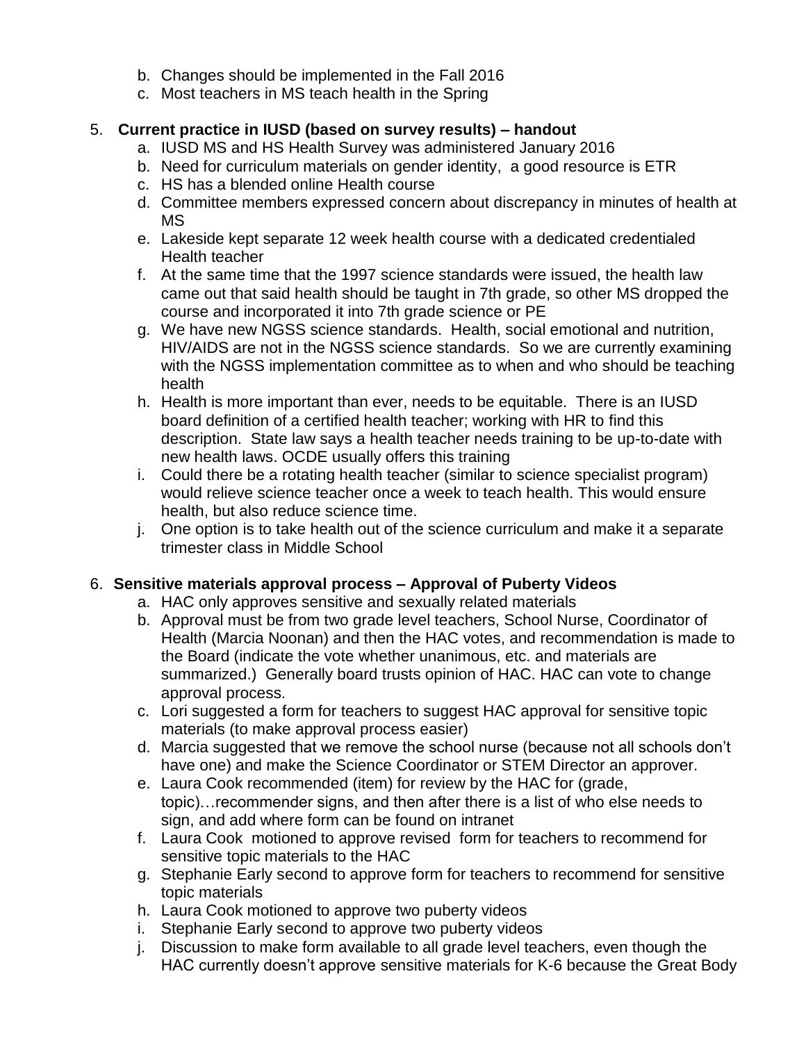b. Changes should be implemented in the Fall 2016
c. Most teachers in MS teach health in the Spring

5. **Current practice in IUSD (based on survey results) – handout**
   a. IUSD MS and HS Health Survey was administered January 2016
   b. Need for curriculum materials on gender identity,  a good resource is ETR
   c. HS has a blended online Health course
   d. Committee members expressed concern about discrepancy in minutes of health at MS
   e. Lakeside kept separate 12 week health course with a dedicated credentialed Health teacher
   f. At the same time that the 1997 science standards were issued, the health law came out that said health should be taught in 7th grade, so other MS dropped the course and incorporated it into 7th grade science or PE
   g. We have new NGSS science standards.  Health, social emotional and nutrition, HIV/AIDS are not in the NGSS science standards.  So we are currently examining with the NGSS implementation committee as to when and who should be teaching health
   h. Health is more important than ever, needs to be equitable.  There is an IUSD board definition of a certified health teacher; working with HR to find this description.  State law says a health teacher needs training to be up-to-date with new health laws. OCDE usually offers this training
   i. Could there be a rotating health teacher (similar to science specialist program) would relieve science teacher once a week to teach health. This would ensure health, but also reduce science time.
   j. One option is to take health out of the science curriculum and make it a separate trimester class in Middle School

6. **Sensitive materials approval process – Approval of Puberty Videos**
   a. HAC only approves sensitive and sexually related materials
   b. Approval must be from two grade level teachers, School Nurse, Coordinator of Health (Marcia Noonan) and then the HAC votes, and recommendation is made to the Board (indicate the vote whether unanimous, etc. and materials are summarized.)  Generally board trusts opinion of HAC. HAC can vote to change approval process.
   c. Lori suggested a form for teachers to suggest HAC approval for sensitive topic materials (to make approval process easier)
   d. Marcia suggested that we remove the school nurse (because not all schools don't have one) and make the Science Coordinator or STEM Director an approver.
   e. Laura Cook recommended (item) for review by the HAC for (grade, topic)…recommender signs, and then after there is a list of who else needs to sign, and add where form can be found on intranet
   f. Laura Cook  motioned to approve revised  form for teachers to recommend for sensitive topic materials to the HAC
   g. Stephanie Early second to approve form for teachers to recommend for sensitive topic materials
   h. Laura Cook motioned to approve two puberty videos
   i. Stephanie Early second to approve two puberty videos
   j. Discussion to make form available to all grade level teachers, even though the HAC currently doesn't approve sensitive materials for K-6 because the Great Body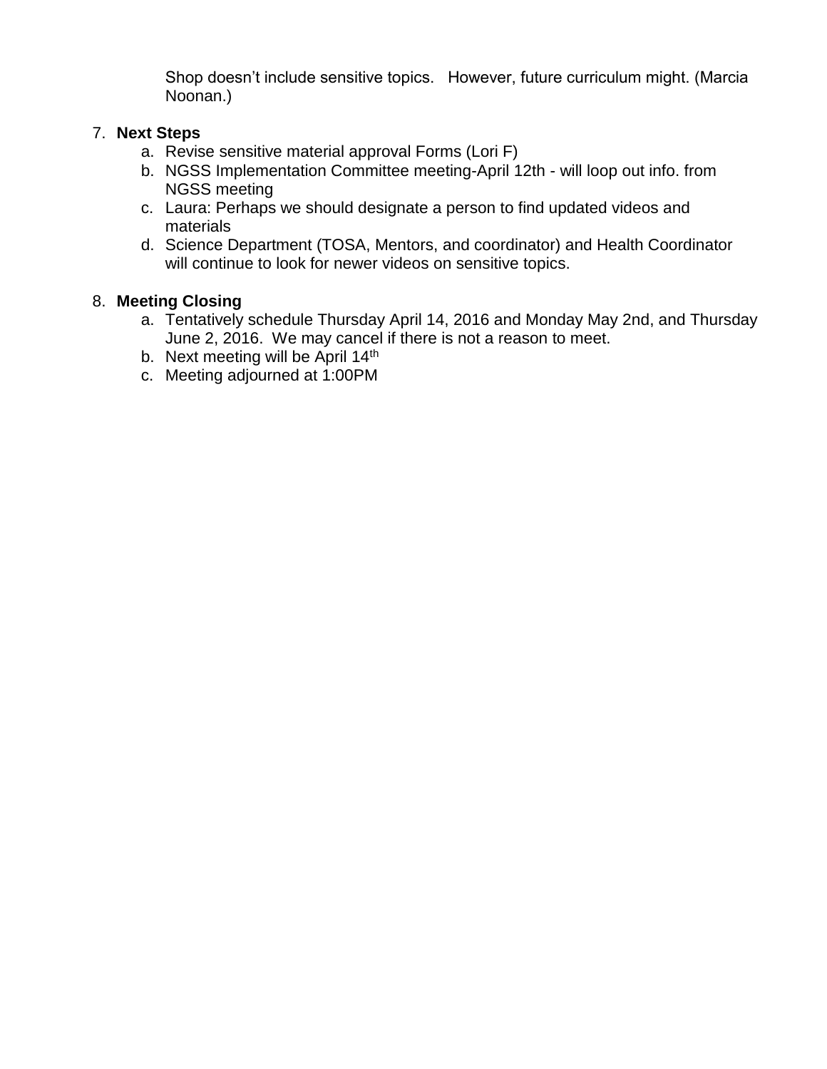Shop doesn't include sensitive topics.   However, future curriculum might. (Marcia Noonan.)

7. **Next Steps**
    a. Revise sensitive material approval Forms (Lori F)
    b. NGSS Implementation Committee meeting-April 12th - will loop out info. from NGSS meeting
    c. Laura: Perhaps we should designate a person to find updated videos and materials
    d. Science Department (TOSA, Mentors, and coordinator) and Health Coordinator will continue to look for newer videos on sensitive topics.

8. **Meeting Closing**
    a. Tentatively schedule Thursday April 14, 2016 and Monday May 2nd, and Thursday June 2, 2016.  We may cancel if there is not a reason to meet.
    b. Next meeting will be April 14th
    c. Meeting adjourned at 1:00PM